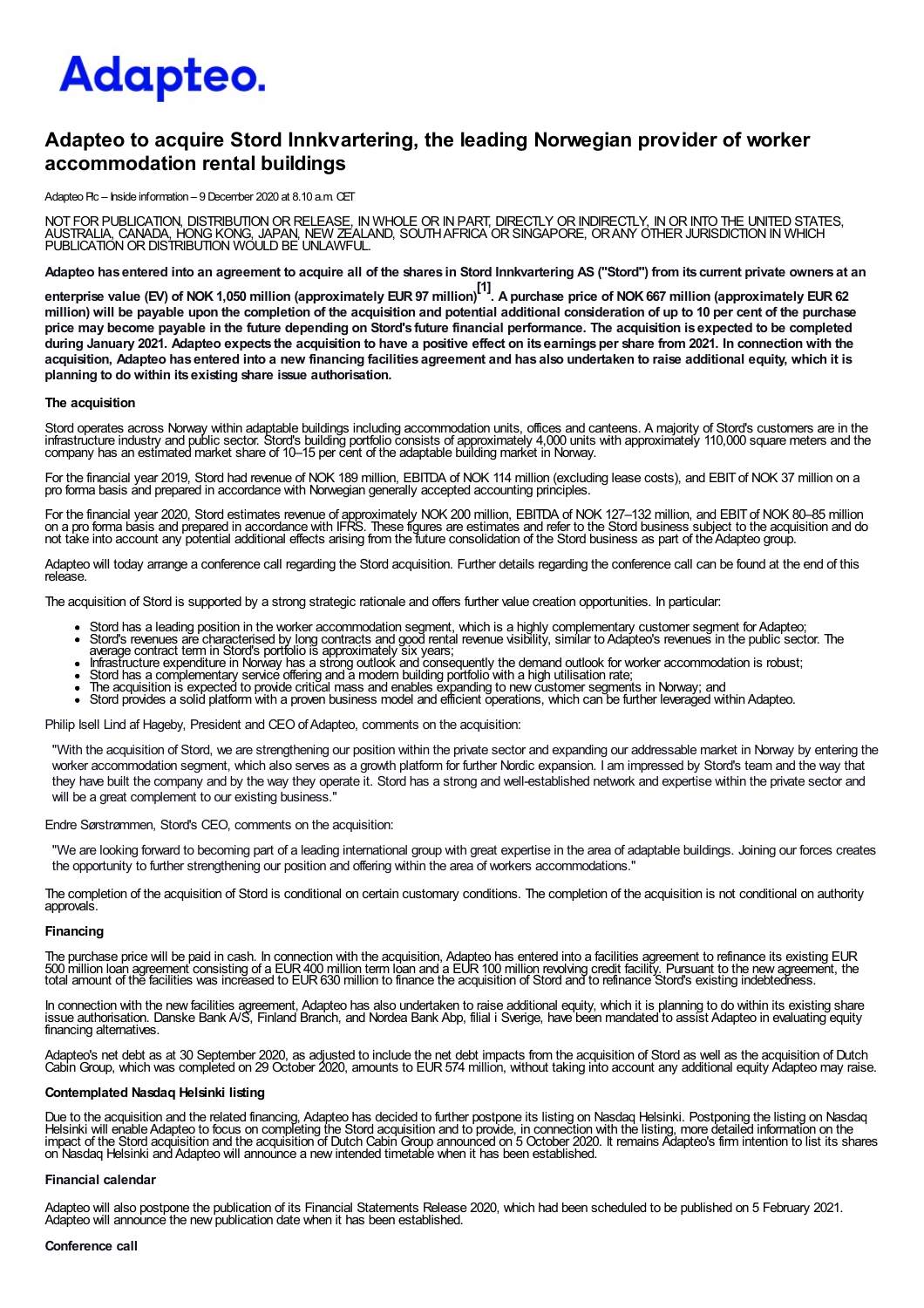# Adapteo.

## Adapteo to acquire Stord Innkvartering, the leading Norwegian provider of worker accommodation rental buildings

Adapteo Plc – Inside information – 9 December 2020 at 8.10 a.m. CET

NOT FOR PUBLICATION, DISTRIBUTION OR RELEASE, IN WHOLE OR IN PART, DIRECTLY OR INDIRECTLY, IN OR INTO THE UNITED STATES, AUSTRALIA, CANADA, HONG KONG, JAPAN, NEW ZEALAND, SOUTH AFRICA OR SINGAPORE, OR ANY OTHER JURISDICTION IN WHICH PUBLICATION OR DISTRIBUTION WOULD BE UNLAWFUL.

**Adapteo has entered into an agreement to acquire all of the shares in Stord Innkvartering AS ("Stord") from its current private owners at an enterprise value (EV) of NOK 1,050 million (approximately EUR 97 million)[1]. A purchase price of NOK 667 million (approximately EUR 62 million) will be payable upon the completion of the acquisition and potential additional consideration of up to 10 per cent of the purchase price may become payable in the future depending on Stord's future financial performance. The acquisition is expected to be completed during January 2021. Adapteo expects the acquisition to have a positive effect on its earnings per share from 2021. In connection with the acquisition, Adapteo has entered into a new financing facilities agreement and has also undertaken to raise additional equity, which it is planning to do within its existing share issue authorisation.**

### The acquisition

Stord operates across Norway within adaptable buildings including accommodation units, offices and canteens. A majority of Stord's customers are in the infrastructure industry and public sector. Stord's building portfolio consists of approximately 4,000 units with approximately 110,000 square meters and the company has an estimated market share of 10–15 per cent of the adaptable building market in Norway.

For the financial year 2019, Stord had revenue of NOK 189 million, EBITDA of NOK 114 million (excluding lease costs), and EBIT of NOK 37 million on a pro forma basis and prepared in accordance with Norwegian generally accepted accounting principles.

For the financial year 2020, Stord estimates revenue of approximately NOK 200 million, EBITDA of NOK 127–132 million, and EBIT of NOK 80–85 million on a pro forma basis and prepared in accordance with IFRS. These figures are estimates and refer to the Stord business subject to the acquisition and do not take into account any potential additional effects arising from the future consolidation of the Stord business as part of the Adapteo group.

Adapteo will today arrange a conference call regarding the Stord acquisition. Further details regarding the conference call can be found at the end of this release.

The acquisition of Stord is supported by a strong strategic rationale and offers further value creation opportunities. In particular:

- Stord has a leading position in the worker accommodation segment, which is a highly complementary customer segment for Adapteo;
- Stord's revenues are characterised by long contracts and good rental revenue visibility, similar to Adapteo's revenues in the public sector. The average contract term in Stord's portfolio is approximately six years;
- Infrastructure expenditure in Norway has a strong outlook and consequently the demand outlook for worker accommodation is robust;
- Stord has a complementary service offering and a modern building portfolio with a high utilisation rate;
- The acquisition is expected to provide critical mass and enables expanding to new customer segments in Norway; and
- Stord provides a solid platform with a proven business model and efficient operations, which can be further leveraged within Adapteo.

Philip Isell Lind af Hageby, President and CEO of Adapteo, comments on the acquisition:

> "With the acquisition of Stord, we are strengthening our position within the private sector and expanding our addressable market in Norway by entering the worker accommodation segment, which also serves as a growth platform for further Nordic expansion. I am impressed by Stord's team and the way that they have built the company and by the way they operate it. Stord has a strong and well-established network and expertise within the private sector and will be a great complement to our existing business."

Endre Sørstrømmen, Stord's CEO, comments on the acquisition:

> "We are looking forward to becoming part of a leading international group with great expertise in the area of adaptable buildings. Joining our forces creates the opportunity to further strengthening our position and offering within the area of workers accommodations."

The completion of the acquisition of Stord is conditional on certain customary conditions. The completion of the acquisition is not conditional on authority approvals.

### Financing

The purchase price will be paid in cash. In connection with the acquisition, Adapteo has entered into a facilities agreement to refinance its existing EUR 500 million loan agreement consisting of a EUR 400 million term loan and a EUR 100 million revolving credit facility. Pursuant to the new agreement, the total amount of the facilities was increased to EUR 630 million to finance the acquisition of Stord and to refinance Stord's existing indebtedness.

In connection with the new facilities agreement, Adapteo has also undertaken to raise additional equity, which it is planning to do within its existing share issue authorisation. Danske Bank A/S, Finland Branch, and Nordea Bank Abp, filial i Sverige, have been mandated to assist Adapteo in evaluating equity financing alternatives.

Adapteo's net debt as at 30 September 2020, as adjusted to include the net debt impacts from the acquisition of Stord as well as the acquisition of Dutch Cabin Group, which was completed on 29 October 2020, amounts to EUR 574 million, without taking into account any additional equity Adapteo may raise.

### Contemplated Nasdaq Helsinki listing

Due to the acquisition and the related financing, Adapteo has decided to further postpone its listing on Nasdaq Helsinki. Postponing the listing on Nasdaq Helsinki will enable Adapteo to focus on completing the Stord acquisition and to provide, in connection with the listing, more detailed information on the impact of the Stord acquisition and the acquisition of Dutch Cabin Group announced on 5 October 2020. It remains Adapteo's firm intention to list its shares on Nasdaq Helsinki and Adapteo will announce a new intended timetable when it has been established.

### Financial calendar

Adapteo will also postpone the publication of its Financial Statements Release 2020, which had been scheduled to be published on 5 February 2021. Adapteo will announce the new publication date when it has been established.

### Conference call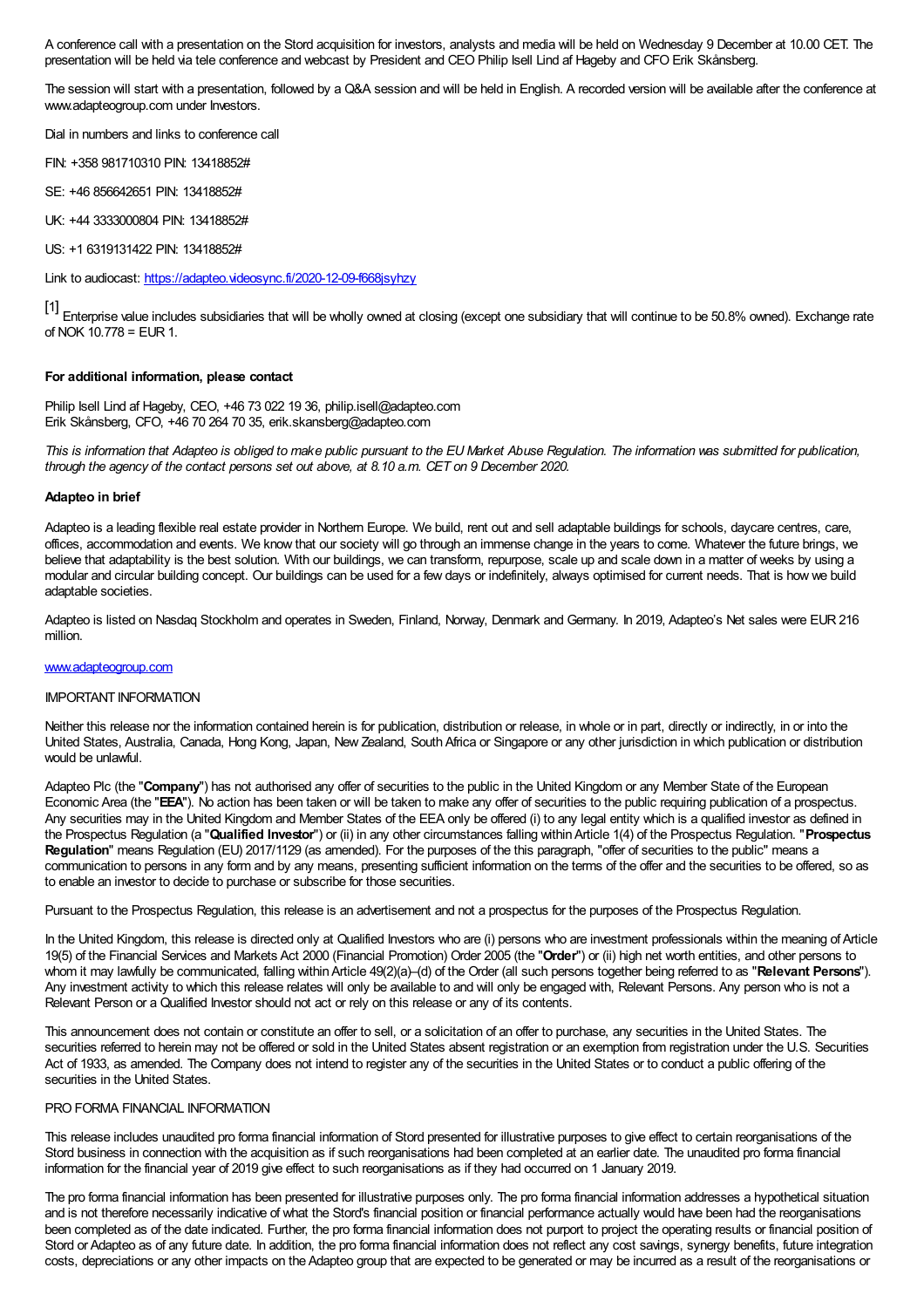A conference call with a presentation on the Stord acquisition for investors, analysts and media will be held on Wednesday 9 December at 10.00 CET. The presentation will be held via tele conference and webcast by President and CEO Philip Isell Lind af Hageby and CFO Erik Skånsberg.

The session will start with a presentation, followed by a Q&A session and will be held in English. A recorded version will be available after the conference at www.adapteogroup.com under Investors.

Dial in numbers and links to conference call

FIN: +358 981710310 PIN: 13418852#

SE: +46 856642651 PIN: 13418852#

UK: +44 3333000804 PIN: 13418852#

US: +1 6319131422 PIN: 13418852#

Link to audiocast: https://adapteo.videosync.fi/2020-12-09-f668jsyhzy

[1] Enterprise value includes subsidiaries that will be wholly owned at closing (except one subsidiary that will continue to be 50.8% owned). Exchange rate of NOK 10.778 = EUR 1.

**For additional information, please contact**

Philip Isell Lind af Hageby, CEO, +46 73 022 19 36, philip.isell@adapteo.com
Erik Skånsberg, CFO, +46 70 264 70 35, erik.skansberg@adapteo.com

*This is information that Adapteo is obliged to make public pursuant to the EU Market Abuse Regulation. The information was submitted for publication, through the agency of the contact persons set out above, at 8.10 a.m. CET on 9 December 2020.*

**Adapteo in brief**

Adapteo is a leading flexible real estate provider in Northern Europe. We build, rent out and sell adaptable buildings for schools, daycare centres, care, offices, accommodation and events. We know that our society will go through an immense change in the years to come. Whatever the future brings, we believe that adaptability is the best solution. With our buildings, we can transform, repurpose, scale up and scale down in a matter of weeks by using a modular and circular building concept. Our buildings can be used for a few days or indefinitely, always optimised for current needs. That is how we build adaptable societies.

Adapteo is listed on Nasdaq Stockholm and operates in Sweden, Finland, Norway, Denmark and Germany. In 2019, Adapteo's Net sales were EUR 216 million.

www.adapteogroup.com

IMPORTANT INFORMATION

Neither this release nor the information contained herein is for publication, distribution or release, in whole or in part, directly or indirectly, in or into the United States, Australia, Canada, Hong Kong, Japan, New Zealand, South Africa or Singapore or any other jurisdiction in which publication or distribution would be unlawful.

Adapteo Plc (the "**Company**") has not authorised any offer of securities to the public in the United Kingdom or any Member State of the European Economic Area (the "**EEA**"). No action has been taken or will be taken to make any offer of securities to the public requiring publication of a prospectus. Any securities may in the United Kingdom and Member States of the EEA only be offered (i) to any legal entity which is a qualified investor as defined in the Prospectus Regulation (a "**Qualified Investor**") or (ii) in any other circumstances falling within Article 1(4) of the Prospectus Regulation. "**Prospectus Regulation**" means Regulation (EU) 2017/1129 (as amended). For the purposes of the this paragraph, "offer of securities to the public" means a communication to persons in any form and by any means, presenting sufficient information on the terms of the offer and the securities to be offered, so as to enable an investor to decide to purchase or subscribe for those securities.

Pursuant to the Prospectus Regulation, this release is an advertisement and not a prospectus for the purposes of the Prospectus Regulation.

In the United Kingdom, this release is directed only at Qualified Investors who are (i) persons who are investment professionals within the meaning of Article 19(5) of the Financial Services and Markets Act 2000 (Financial Promotion) Order 2005 (the "**Order**") or (ii) high net worth entities, and other persons to whom it may lawfully be communicated, falling within Article 49(2)(a)–(d) of the Order (all such persons together being referred to as "**Relevant Persons**"). Any investment activity to which this release relates will only be available to and will only be engaged with, Relevant Persons. Any person who is not a Relevant Person or a Qualified Investor should not act or rely on this release or any of its contents.

This announcement does not contain or constitute an offer to sell, or a solicitation of an offer to purchase, any securities in the United States. The securities referred to herein may not be offered or sold in the United States absent registration or an exemption from registration under the U.S. Securities Act of 1933, as amended. The Company does not intend to register any of the securities in the United States or to conduct a public offering of the securities in the United States.

PRO FORMA FINANCIAL INFORMATION

This release includes unaudited pro forma financial information of Stord presented for illustrative purposes to give effect to certain reorganisations of the Stord business in connection with the acquisition as if such reorganisations had been completed at an earlier date. The unaudited pro forma financial information for the financial year of 2019 give effect to such reorganisations as if they had occurred on 1 January 2019.

The pro forma financial information has been presented for illustrative purposes only. The pro forma financial information addresses a hypothetical situation and is not therefore necessarily indicative of what the Stord's financial position or financial performance actually would have been had the reorganisations been completed as of the date indicated. Further, the pro forma financial information does not purport to project the operating results or financial position of Stord or Adapteo as of any future date. In addition, the pro forma financial information does not reflect any cost savings, synergy benefits, future integration costs, depreciations or any other impacts on the Adapteo group that are expected to be generated or may be incurred as a result of the reorganisations or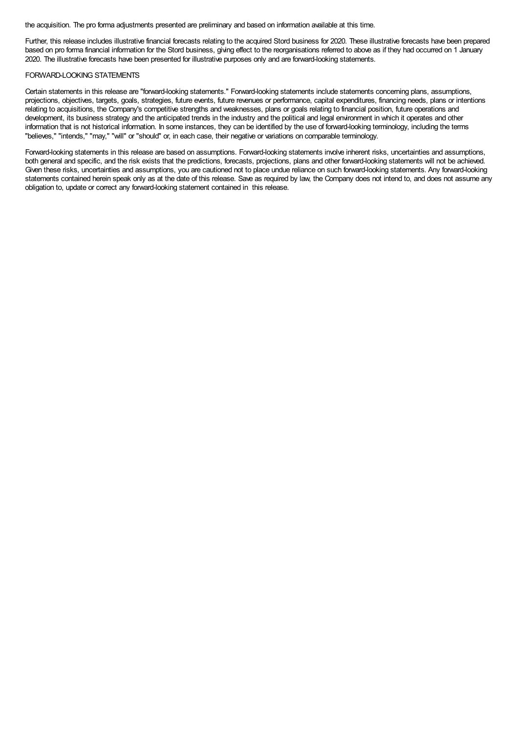the acquisition. The pro forma adjustments presented are preliminary and based on information available at this time.

Further, this release includes illustrative financial forecasts relating to the acquired Stord business for 2020. These illustrative forecasts have been prepared based on pro forma financial information for the Stord business, giving effect to the reorganisations referred to above as if they had occurred on 1 January 2020. The illustrative forecasts have been presented for illustrative purposes only and are forward-looking statements.

FORWARD-LOOKING STATEMENTS

Certain statements in this release are "forward-looking statements." Forward-looking statements include statements concerning plans, assumptions, projections, objectives, targets, goals, strategies, future events, future revenues or performance, capital expenditures, financing needs, plans or intentions relating to acquisitions, the Company's competitive strengths and weaknesses, plans or goals relating to financial position, future operations and development, its business strategy and the anticipated trends in the industry and the political and legal environment in which it operates and other information that is not historical information. In some instances, they can be identified by the use of forward-looking terminology, including the terms "believes," "intends," "may," "will" or "should" or, in each case, their negative or variations on comparable terminology.

Forward-looking statements in this release are based on assumptions. Forward-looking statements involve inherent risks, uncertainties and assumptions, both general and specific, and the risk exists that the predictions, forecasts, projections, plans and other forward-looking statements will not be achieved. Given these risks, uncertainties and assumptions, you are cautioned not to place undue reliance on such forward-looking statements. Any forward-looking statements contained herein speak only as at the date of this release. Save as required by law, the Company does not intend to, and does not assume any obligation to, update or correct any forward-looking statement contained in this release.